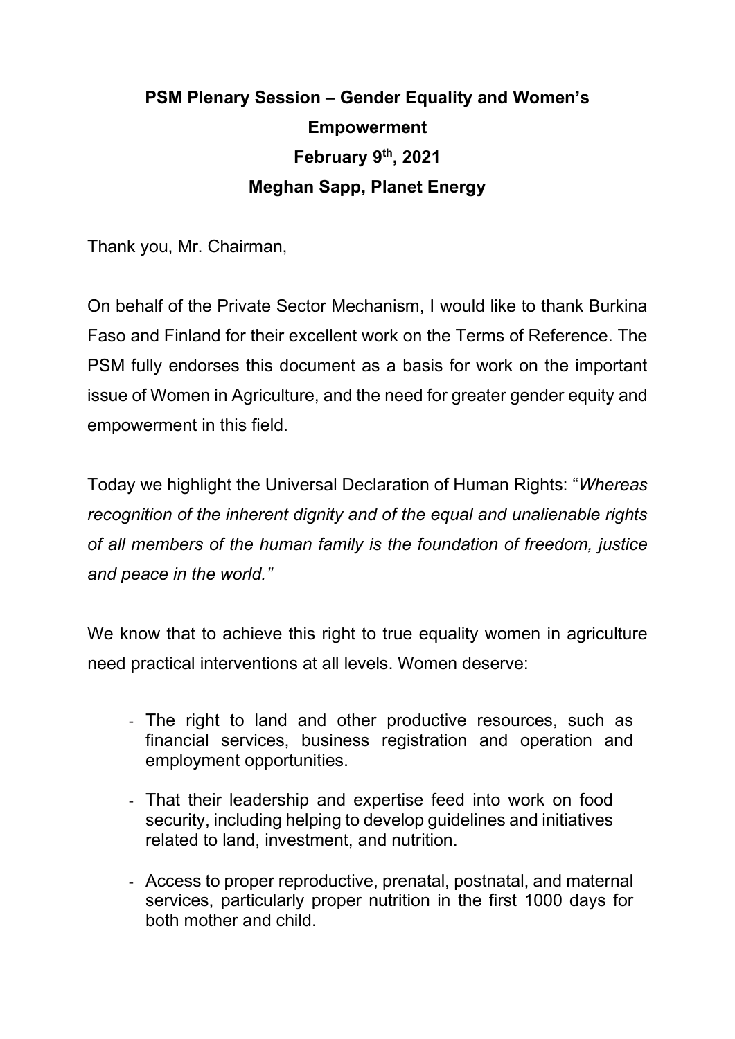**PSM Plenary Session – Gender Equality and Women's Empowerment**
**February 9th, 2021**
**Meghan Sapp, Planet Energy**

Thank you, Mr. Chairman,

On behalf of the Private Sector Mechanism, I would like to thank Burkina Faso and Finland for their excellent work on the Terms of Reference. The PSM fully endorses this document as a basis for work on the important issue of Women in Agriculture, and the need for greater gender equity and empowerment in this field.

Today we highlight the Universal Declaration of Human Rights: "*Whereas recognition of the inherent dignity and of the equal and unalienable rights of all members of the human family is the foundation of freedom, justice and peace in the world.*"

We know that to achieve this right to true equality women in agriculture need practical interventions at all levels. Women deserve:

- The right to land and other productive resources, such as financial services, business registration and operation and employment opportunities.
- That their leadership and expertise feed into work on food security, including helping to develop guidelines and initiatives related to land, investment, and nutrition.
- Access to proper reproductive, prenatal, postnatal, and maternal services, particularly proper nutrition in the first 1000 days for both mother and child.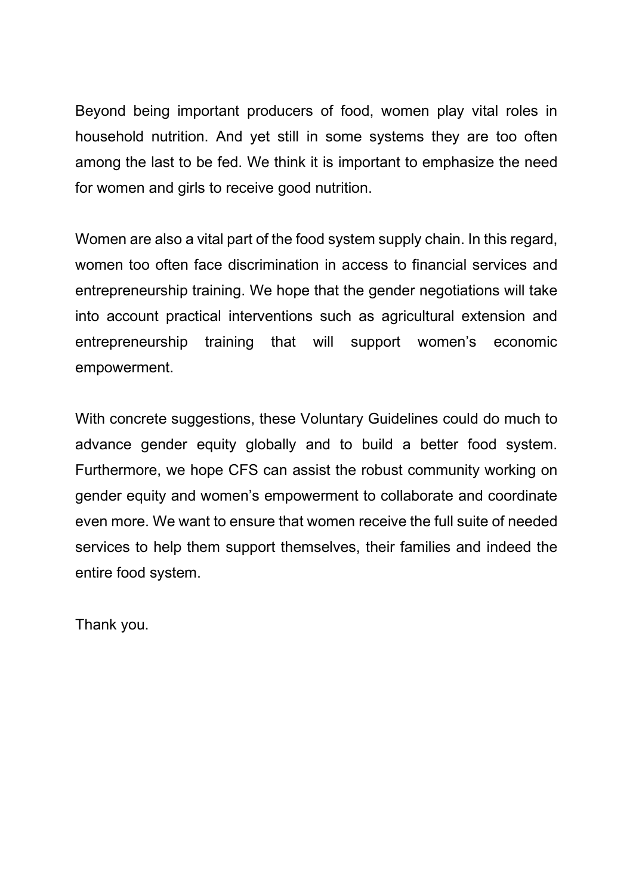Beyond being important producers of food, women play vital roles in household nutrition. And yet still in some systems they are too often among the last to be fed. We think it is important to emphasize the need for women and girls to receive good nutrition.

Women are also a vital part of the food system supply chain. In this regard, women too often face discrimination in access to financial services and entrepreneurship training. We hope that the gender negotiations will take into account practical interventions such as agricultural extension and entrepreneurship training that will support women's economic empowerment.

With concrete suggestions, these Voluntary Guidelines could do much to advance gender equity globally and to build a better food system. Furthermore, we hope CFS can assist the robust community working on gender equity and women's empowerment to collaborate and coordinate even more. We want to ensure that women receive the full suite of needed services to help them support themselves, their families and indeed the entire food system.

Thank you.